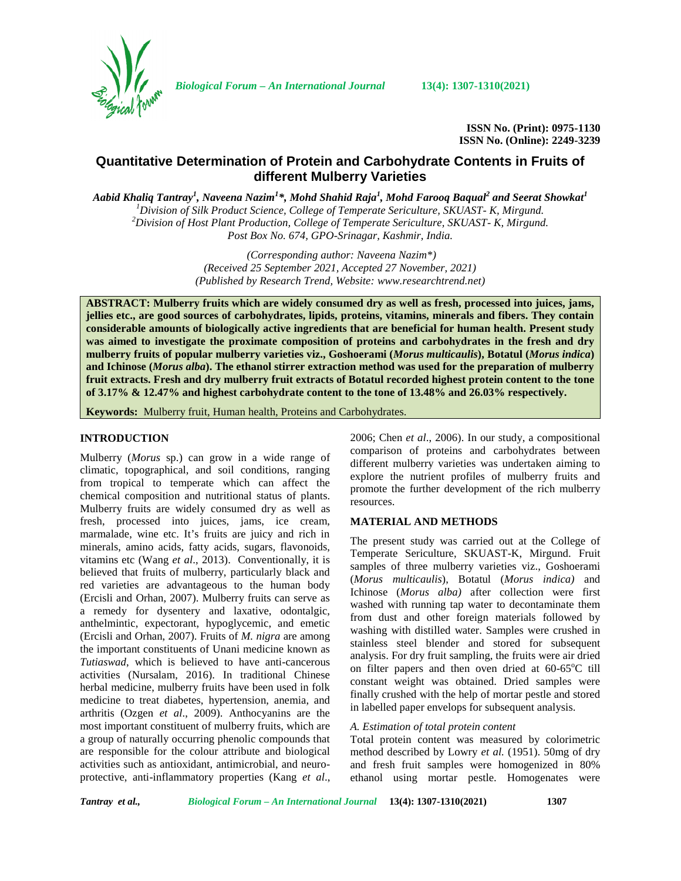**ISSN No. (Print): 0975-1130**
**ISSN No. (Online): 2249-3239**

# Quantitative Determination of Protein and Carbohydrate Contents in Fruits of different Mulberry Varieties

***Aabid Khaliq Tantray[1], Naveena Nazim[1]\*, Mohd Shahid Raja[1], Mohd Farooq Baqual[2] and Seerat Showkat[1]***

*[1]Division of Silk Product Science, College of Temperate Sericulture, SKUAST- K, Mirgund.*
*[2]Division of Host Plant Production, College of Temperate Sericulture, SKUAST- K, Mirgund.*
*Post Box No. 674, GPO-Srinagar, Kashmir, India.*

*(Corresponding author: Naveena Nazim\*)*
*(Received 25 September 2021, Accepted 27 November, 2021)*
*(Published by Research Trend, Website: www.researchtrend.net)*

**ABSTRACT: Mulberry fruits which are widely consumed dry as well as fresh, processed into juices, jams, jellies etc., are good sources of carbohydrates, lipids, proteins, vitamins, minerals and fibers. They contain considerable amounts of biologically active ingredients that are beneficial for human health. Present study was aimed to investigate the proximate composition of proteins and carbohydrates in the fresh and dry mulberry fruits of popular mulberry varieties viz., Goshoerami (*Morus multicaulis*), Botatul (*Morus indica*) and Ichinose (*Morus alba*). The ethanol stirrer extraction method was used for the preparation of mulberry fruit extracts. Fresh and dry mulberry fruit extracts of Botatul recorded highest protein content to the tone of 3.17% & 12.47% and highest carbohydrate content to the tone of 13.48% and 26.03% respectively.**

**Keywords:** Mulberry fruit, Human health, Proteins and Carbohydrates.

## INTRODUCTION

Mulberry (*Morus* sp.) can grow in a wide range of climatic, topographical, and soil conditions, ranging from tropical to temperate which can affect the chemical composition and nutritional status of plants. Mulberry fruits are widely consumed dry as well as fresh, processed into juices, jams, ice cream, marmalade, wine etc. It's fruits are juicy and rich in minerals, amino acids, fatty acids, sugars, flavonoids, vitamins etc (Wang *et al*., 2013). Conventionally, it is believed that fruits of mulberry, particularly black and red varieties are advantageous to the human body (Ercisli and Orhan, 2007). Mulberry fruits can serve as a remedy for dysentery and laxative, odontalgic, anthelmintic, expectorant, hypoglycemic, and emetic (Ercisli and Orhan, 2007). Fruits of *M. nigra* are among the important constituents of Unani medicine known as *Tutiaswad*, which is believed to have anti-cancerous activities (Nursalam, 2016). In traditional Chinese herbal medicine, mulberry fruits have been used in folk medicine to treat diabetes, hypertension, anemia, and arthritis (Ozgen *et al*., 2009). Anthocyanins are the most important constituent of mulberry fruits, which are a group of naturally occurring phenolic compounds that are responsible for the colour attribute and biological activities such as antioxidant, antimicrobial, and neuro-protective, anti-inflammatory properties (Kang *et al*., 2006; Chen *et al*., 2006). In our study, a compositional comparison of proteins and carbohydrates between different mulberry varieties was undertaken aiming to explore the nutrient profiles of mulberry fruits and promote the further development of the rich mulberry resources.

## MATERIAL AND METHODS

The present study was carried out at the College of Temperate Sericulture, SKUAST-K, Mirgund. Fruit samples of three mulberry varieties viz., Goshoerami (*Morus multicaulis*), Botatul (*Morus indica)* and Ichinose (*Morus alba)* after collection were first washed with running tap water to decontaminate them from dust and other foreign materials followed by washing with distilled water. Samples were crushed in stainless steel blender and stored for subsequent analysis. For dry fruit sampling, the fruits were air dried on filter papers and then oven dried at 60-65$^{o}$C till constant weight was obtained. Dried samples were finally crushed with the help of mortar pestle and stored in labelled paper envelops for subsequent analysis.

*A. Estimation of total protein content*

Total protein content was measured by colorimetric method described by Lowry *et al.* (1951). 50mg of dry and fresh fruit samples were homogenized in 80% ethanol using mortar pestle. Homogenates were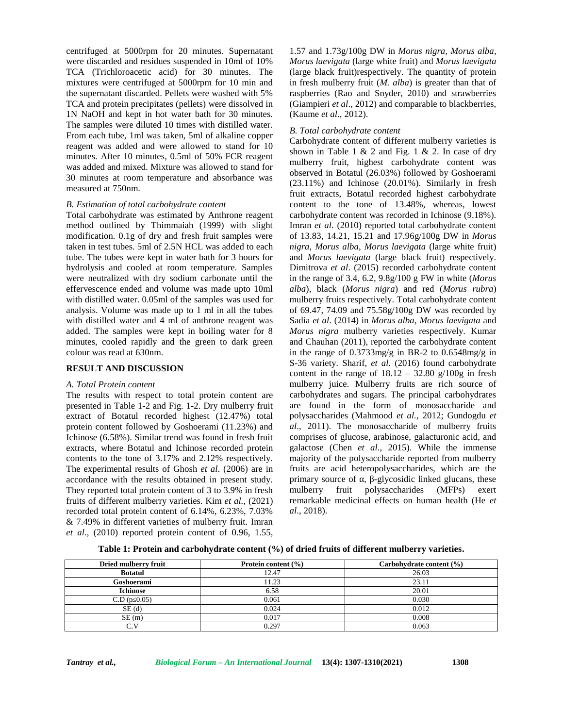centrifuged at 5000rpm for 20 minutes. Supernatant were discarded and residues suspended in 10ml of 10% TCA (Trichloroacetic acid) for 30 minutes. The mixtures were centrifuged at 5000rpm for 10 min and the supernatant discarded. Pellets were washed with 5% TCA and protein precipitates (pellets) were dissolved in 1N NaOH and kept in hot water bath for 30 minutes. The samples were diluted 10 times with distilled water. From each tube, 1ml was taken, 5ml of alkaline copper reagent was added and were allowed to stand for 10 minutes. After 10 minutes, 0.5ml of 50% FCR reagent was added and mixed. Mixture was allowed to stand for 30 minutes at room temperature and absorbance was measured at 750nm.

*B. Estimation of total carbohydrate content*

Total carbohydrate was estimated by Anthrone reagent method outlined by Thimmaiah (1999) with slight modification. 0.1g of dry and fresh fruit samples were taken in test tubes. 5ml of 2.5N HCL was added to each tube. The tubes were kept in water bath for 3 hours for hydrolysis and cooled at room temperature. Samples were neutralized with dry sodium carbonate until the effervescence ended and volume was made upto 10ml with distilled water. 0.05ml of the samples was used for analysis. Volume was made up to 1 ml in all the tubes with distilled water and 4 ml of anthrone reagent was added. The samples were kept in boiling water for 8 minutes, cooled rapidly and the green to dark green colour was read at 630nm.

## RESULT AND DISCUSSION

*A. Total Protein content*

The results with respect to total protein content are presented in Table 1-2 and Fig. 1-2. Dry mulberry fruit extract of Botatul recorded highest (12.47%) total protein content followed by Goshoerami (11.23%) and Ichinose (6.58%). Similar trend was found in fresh fruit extracts, where Botatul and Ichinose recorded protein contents to the tone of 3.17% and 2.12% respectively. The experimental results of Ghosh *et al*. (2006) are in accordance with the results obtained in present study. They reported total protein content of 3 to 3.9% in fresh fruits of different mulberry varieties. Kim *et al.*, (2021) recorded total protein content of 6.14%, 6.23%, 7.03% & 7.49% in different varieties of mulberry fruit. Imran *et al*., (2010) reported protein content of 0.96, 1.55, 1.57 and 1.73g/100g DW in *Morus nigra, Morus alba, Morus laevigata* (large white fruit) and *Morus laevigata* (large black fruit)respectively. The quantity of protein in fresh mulberry fruit (*M. alba*) is greater than that of raspberries (Rao and Snyder, 2010) and strawberries (Giampieri *et al*., 2012) and comparable to blackberries, (Kaume *et al*., 2012).

*B. Total carbohydrate content*

Carbohydrate content of different mulberry varieties is shown in Table 1 & 2 and Fig. 1 & 2. In case of dry mulberry fruit, highest carbohydrate content was observed in Botatul (26.03%) followed by Goshoerami (23.11%) and Ichinose (20.01%). Similarly in fresh fruit extracts, Botatul recorded highest carbohydrate content to the tone of 13.48%, whereas, lowest carbohydrate content was recorded in Ichinose (9.18%). Imran *et al*. (2010) reported total carbohydrate content of 13.83, 14.21, 15.21 and 17.96g/100g DW in *Morus nigra, Morus alba, Morus laevigata* (large white fruit) and *Morus laevigata* (large black fruit) respectively. Dimitrova *et al*. (2015) recorded carbohydrate content in the range of 3.4, 6.2, 9.8g/100 g FW in white (*Morus alba*), black (*Morus nigra*) and red (*Morus rubra*) mulberry fruits respectively. Total carbohydrate content of 69.47, 74.09 and 75.58g/100g DW was recorded by Sadia *et al*. (2014) in *Morus alba*, *Morus laevigata* and *Morus nigra* mulberry varieties respectively. Kumar and Chauhan (2011), reported the carbohydrate content in the range of 0.3733mg/g in BR-2 to 0.6548mg/g in S-36 variety. Sharif, *et al*. (2016) found carbohydrate content in the range of 18.12 – 32.80 g/100g in fresh mulberry juice. Mulberry fruits are rich source of carbohydrates and sugars. The principal carbohydrates are found in the form of monosaccharide and polysaccharides (Mahmood *et al.,* 2012; Gundogdu *et al*., 2011). The monosaccharide of mulberry fruits comprises of glucose, arabinose, galacturonic acid, and galactose (Chen *et al*., 2015). While the immense majority of the polysaccharide reported from mulberry fruits are acid heteropolysaccharides, which are the primary source of α, β-glycosidic linked glucans, these mulberry fruit polysaccharides (MFPs) exert remarkable medicinal effects on human health (He *et al*., 2018).

**Table 1: Protein and carbohydrate content (%) of dried fruits of different mulberry varieties.**

| Dried mulberry fruit | Protein content (%) | Carbohydrate content (%) |
|---|---|---|
| **Botatul** | 12.47 | 26.03 |
| **Goshoerami** | 11.23 | 23.11 |
| **Ichinose** | 6.58 | 20.01 |
| C.D ($p \leq 0.05$) | 0.061 | 0.030 |
| SE (d) | 0.024 | 0.012 |
| SE (m) | 0.017 | 0.008 |
| C.V | 0.297 | 0.063 |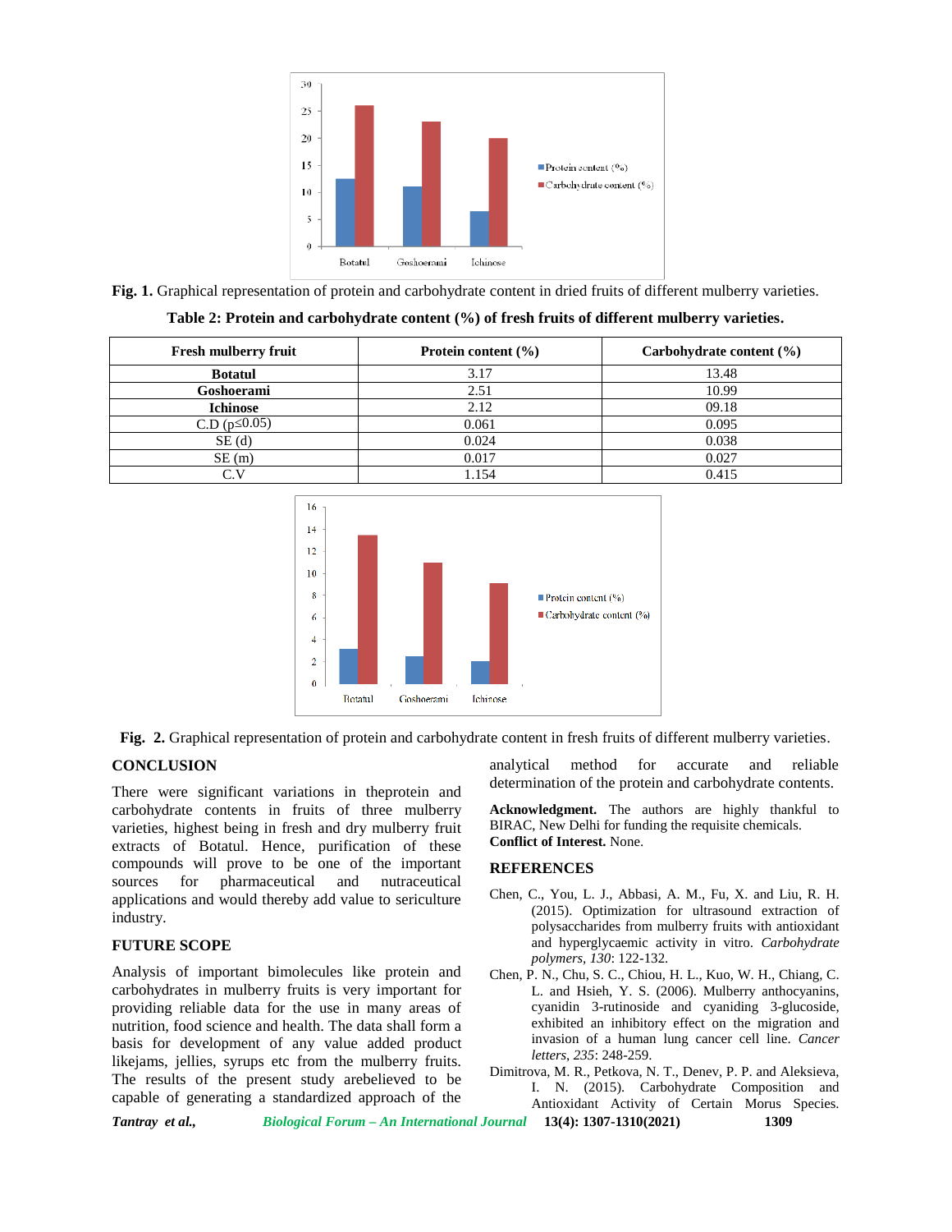Fig. 1. Graphical representation of protein and carbohydrate content in dried fruits of different mulberry varieties.

**Table 2: Protein and carbohydrate content (%) of fresh fruits of different mulberry varieties.**

| Fresh mulberry fruit | Protein content (%) | Carbohydrate content (%) |
|---|---|---|
| **Botatul** | 3.17 | 13.48 |
| **Goshoerami** | 2.51 | 10.99 |
| **Ichinose** | 2.12 | 09.18 |
| C.D ($p \leq 0.05$) | 0.061 | 0.095 |
| SE (d) | 0.024 | 0.038 |
| SE (m) | 0.017 | 0.027 |
| C.V | 1.154 | 0.415 |

Fig. 2. Graphical representation of protein and carbohydrate content in fresh fruits of different mulberry varieties.

## CONCLUSION

There were significant variations in theprotein and carbohydrate contents in fruits of three mulberry varieties, highest being in fresh and dry mulberry fruit extracts of Botatul. Hence, purification of these compounds will prove to be one of the important sources for pharmaceutical and nutraceutical applications and would thereby add value to sericulture industry.

## FUTURE SCOPE

Analysis of important bimolecules like protein and carbohydrates in mulberry fruits is very important for providing reliable data for the use in many areas of nutrition, food science and health. The data shall form a basis for development of any value added product likejams, jellies, syrups etc from the mulberry fruits. The results of the present study arebelieved to be capable of generating a standardized approach of the analytical method for accurate and reliable determination of the protein and carbohydrate contents.

**Acknowledgment.** The authors are highly thankful to BIRAC, New Delhi for funding the requisite chemicals.

**Conflict of Interest.** None.

## REFERENCES

Chen, C., You, L. J., Abbasi, A. M., Fu, X. and Liu, R. H. (2015). Optimization for ultrasound extraction of polysaccharides from mulberry fruits with antioxidant and hyperglycaemic activity in vitro. *Carbohydrate polymers*, *130*: 122-132.

Chen, P. N., Chu, S. C., Chiou, H. L., Kuo, W. H., Chiang, C. L. and Hsieh, Y. S. (2006). Mulberry anthocyanins, cyanidin 3-rutinoside and cyaniding 3-glucoside, exhibited an inhibitory effect on the migration and invasion of a human lung cancer cell line. *Cancer letters*, *235*: 248-259.

Dimitrova, M. R., Petkova, N. T., Denev, P. P. and Aleksieva, I. N. (2015). Carbohydrate Composition and Antioxidant Activity of Certain Morus Species.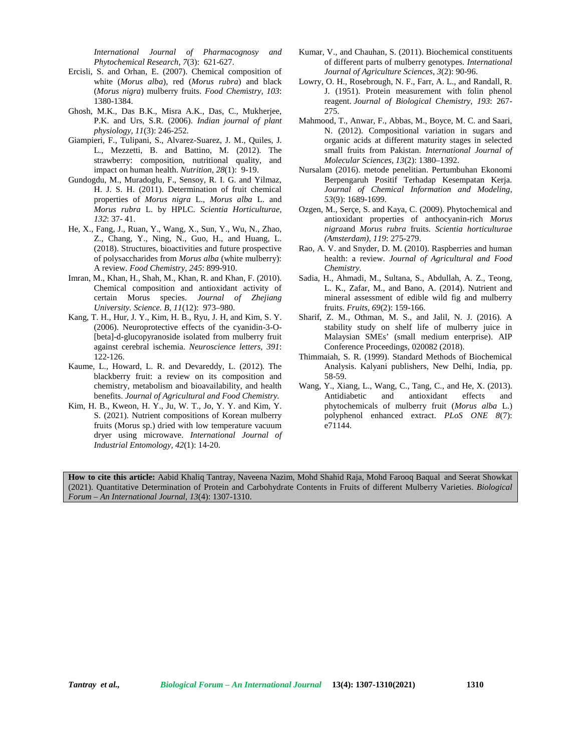*International Journal of Pharmacognosy and Phytochemical Research, 7*(3): 621-627.

Ercisli, S. and Orhan, E. (2007). Chemical composition of white (*Morus alba*), red (*Morus rubra*) and black (*Morus nigra*) mulberry fruits. *Food Chemistry, 103*: 1380-1384.

Ghosh, M.K., Das B.K., Misra A.K., Das, C., Mukherjee, P.K. and Urs, S.R. (2006). *Indian journal of plant physiology, 11*(3): 246-252.

Giampieri, F., Tulipani, S., Alvarez-Suarez, J. M., Quiles, J. L., Mezzetti, B. and Battino, M. (2012). The strawberry: composition, nutritional quality, and impact on human health. *Nutrition, 28*(1): 9-19.

Gundogdu, M., Muradoglu, F., Sensoy, R. I. G. and Yilmaz, H. J. S. H. (2011). Determination of fruit chemical properties of *Morus nigra* L., *Morus alba* L. and *Morus rubra* L. by HPLC. *Scientia Horticulturae, 132*: 37- 41.

He, X., Fang, J., Ruan, Y., Wang, X., Sun, Y., Wu, N., Zhao, Z., Chang, Y., Ning, N., Guo, H., and Huang, L. (2018). Structures, bioactivities and future prospective of polysaccharides from *Morus alba* (white mulberry): A review. *Food Chemistry, 245*: 899-910.

Imran, M., Khan, H., Shah, M., Khan, R. and Khan, F. (2010). Chemical composition and antioxidant activity of certain Morus species. *Journal of Zhejiang University. Science. B, 11*(12): 973–980.

Kang, T. H., Hur, J. Y., Kim, H. B., Ryu, J. H, and Kim, S. Y. (2006). Neuroprotective effects of the cyanidin-3-O-[beta]-d-glucopyranoside isolated from mulberry fruit against cerebral ischemia. *Neuroscience letters, 391*: 122-126.

Kaume, L., Howard, L. R. and Devareddy, L. (2012). The blackberry fruit: a review on its composition and chemistry, metabolism and bioavailability, and health benefits. *Journal of Agricultural and Food Chemistry.*

Kim, H. B., Kweon, H. Y., Ju, W. T., Jo, Y. Y. and Kim, Y. S. (2021). Nutrient compositions of Korean mulberry fruits (Morus sp.) dried with low temperature vacuum dryer using microwave. *International Journal of Industrial Entomology, 42*(1): 14-20.

Kumar, V., and Chauhan, S. (2011). Biochemical constituents of different parts of mulberry genotypes. *International Journal of Agriculture Sciences, 3*(2): 90-96.

Lowry, O. H., Rosebrough, N. F., Farr, A. L., and Randall, R. J. (1951). Protein measurement with folin phenol reagent. *Journal of Biological Chemistry, 193*: 267-275.

Mahmood, T., Anwar, F., Abbas, M., Boyce, M. C. and Saari, N. (2012). Compositional variation in sugars and organic acids at different maturity stages in selected small fruits from Pakistan. *International Journal of Molecular Sciences, 13*(2): 1380–1392.

Nursalam (2016). metode penelitian. Pertumbuhan Ekonomi Berpengaruh Positif Terhadap Kesempatan Kerja. *Journal of Chemical Information and Modeling, 53*(9): 1689-1699.

Ozgen, M., Serçe, S. and Kaya, C. (2009). Phytochemical and antioxidant properties of anthocyanin-rich *Morus nigra*and *Morus rubra* fruits. *Scientia horticulturae (Amsterdam), 119*: 275-279.

Rao, A. V. and Snyder, D. M. (2010). Raspberries and human health: a review. *Journal of Agricultural and Food Chemistry.*

Sadia, H., Ahmadi, M., Sultana, S., Abdullah, A. Z., Teong, L. K., Zafar, M., and Bano, A. (2014). Nutrient and mineral assessment of edible wild fig and mulberry fruits. *Fruits, 69*(2): 159-166.

Sharif, Z. M., Othman, M. S., and Jalil, N. J. (2016). A stability study on shelf life of mulberry juice in Malaysian SMEs' (small medium enterprise). AIP Conference Proceedings, 020082 (2018).

Thimmaiah, S. R. (1999). Standard Methods of Biochemical Analysis. Kalyani publishers, New Delhi, India, pp. 58-59.

Wang, Y., Xiang, L., Wang, C., Tang, C., and He, X. (2013). Antidiabetic and antioxidant effects and phytochemicals of mulberry fruit (*Morus alba* L.) polyphenol enhanced extract. *PLoS ONE 8*(7): e71144.

**How to cite this article:** Aabid Khaliq Tantray, Naveena Nazim, Mohd Shahid Raja, Mohd Farooq Baqual and Seerat Showkat (2021). Quantitative Determination of Protein and Carbohydrate Contents in Fruits of different Mulberry Varieties. *Biological Forum – An International Journal, 13*(4): 1307-1310.